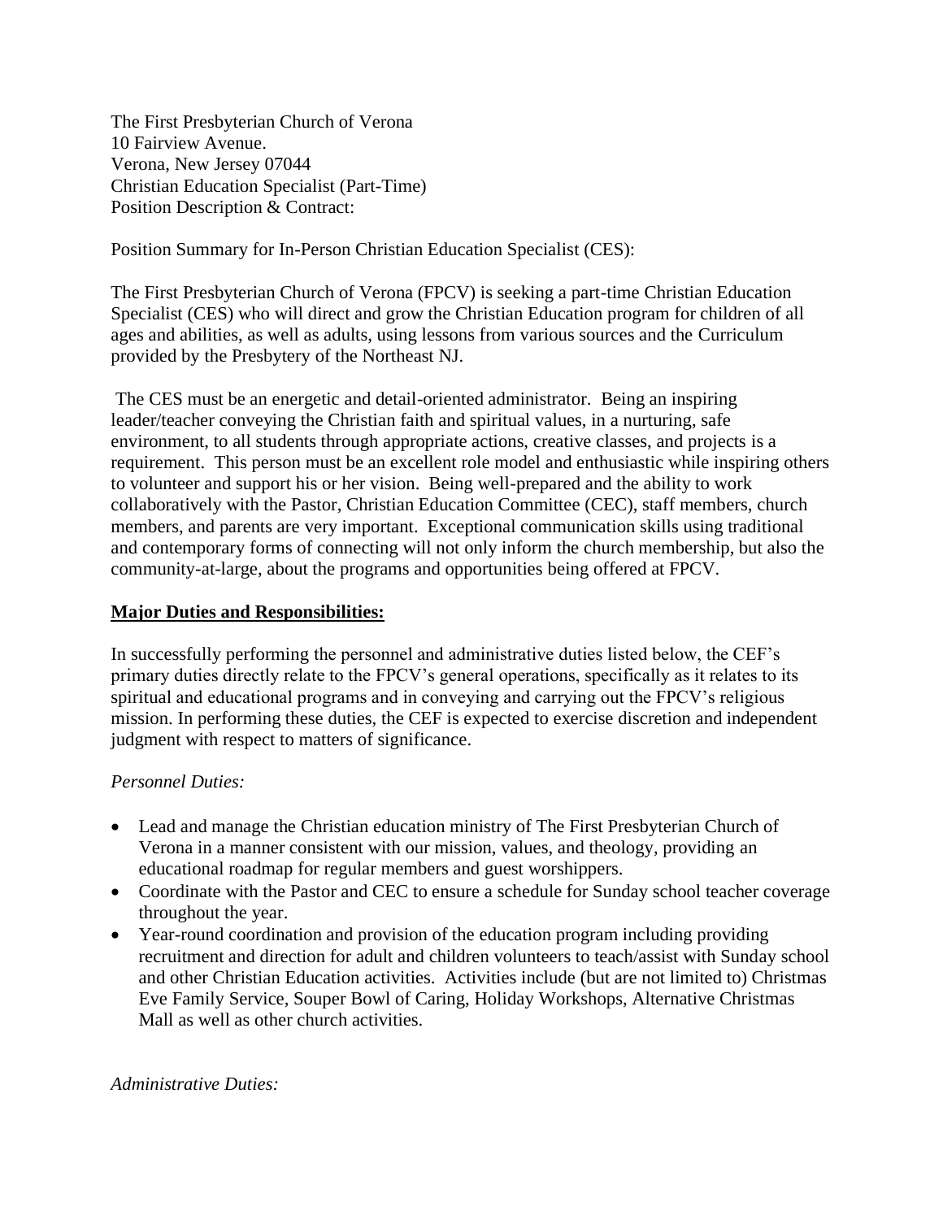The First Presbyterian Church of Verona
10 Fairview Avenue.
Verona, New Jersey 07044
Christian Education Specialist (Part-Time)
Position Description & Contract:

Position Summary for In-Person Christian Education Specialist (CES):

The First Presbyterian Church of Verona (FPCV) is seeking a part-time Christian Education Specialist (CES) who will direct and grow the Christian Education program for children of all ages and abilities, as well as adults, using lessons from various sources and the Curriculum provided by the Presbytery of the Northeast NJ.

The CES must be an energetic and detail-oriented administrator. Being an inspiring leader/teacher conveying the Christian faith and spiritual values, in a nurturing, safe environment, to all students through appropriate actions, creative classes, and projects is a requirement. This person must be an excellent role model and enthusiastic while inspiring others to volunteer and support his or her vision. Being well-prepared and the ability to work collaboratively with the Pastor, Christian Education Committee (CEC), staff members, church members, and parents are very important. Exceptional communication skills using traditional and contemporary forms of connecting will not only inform the church membership, but also the community-at-large, about the programs and opportunities being offered at FPCV.

**Major Duties and Responsibilities:**

In successfully performing the personnel and administrative duties listed below, the CEF's primary duties directly relate to the FPCV's general operations, specifically as it relates to its spiritual and educational programs and in conveying and carrying out the FPCV's religious mission. In performing these duties, the CEF is expected to exercise discretion and independent judgment with respect to matters of significance.

*Personnel Duties:*

- Lead and manage the Christian education ministry of The First Presbyterian Church of Verona in a manner consistent with our mission, values, and theology, providing an educational roadmap for regular members and guest worshippers.
- Coordinate with the Pastor and CEC to ensure a schedule for Sunday school teacher coverage throughout the year.
- Year-round coordination and provision of the education program including providing recruitment and direction for adult and children volunteers to teach/assist with Sunday school and other Christian Education activities. Activities include (but are not limited to) Christmas Eve Family Service, Souper Bowl of Caring, Holiday Workshops, Alternative Christmas Mall as well as other church activities.

*Administrative Duties:*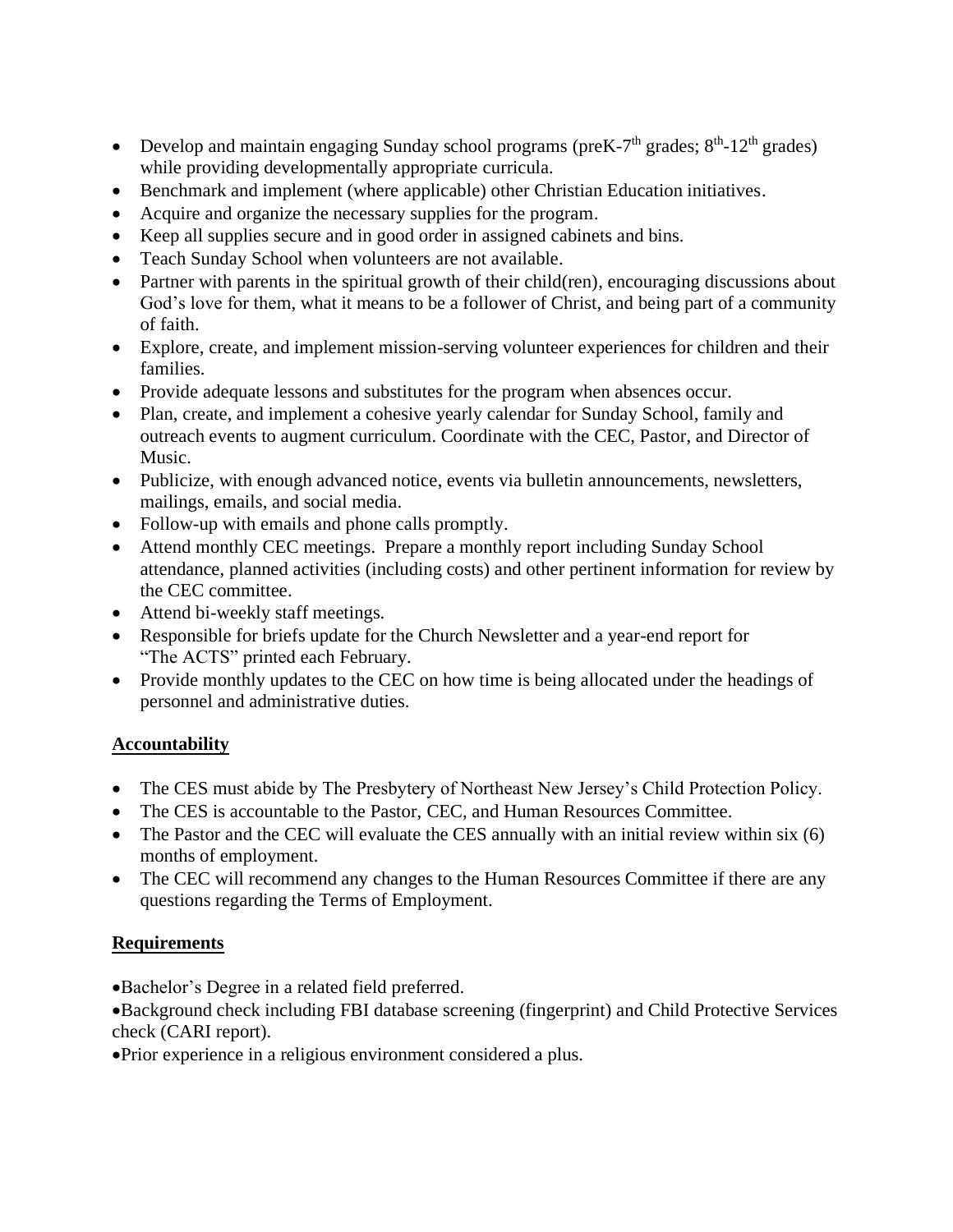- Develop and maintain engaging Sunday school programs (preK-7th grades; 8th-12th grades) while providing developmentally appropriate curricula.
- Benchmark and implement (where applicable) other Christian Education initiatives.
- Acquire and organize the necessary supplies for the program.
- Keep all supplies secure and in good order in assigned cabinets and bins.
- Teach Sunday School when volunteers are not available.
- Partner with parents in the spiritual growth of their child(ren), encouraging discussions about God's love for them, what it means to be a follower of Christ, and being part of a community of faith.
- Explore, create, and implement mission-serving volunteer experiences for children and their families.
- Provide adequate lessons and substitutes for the program when absences occur.
- Plan, create, and implement a cohesive yearly calendar for Sunday School, family and outreach events to augment curriculum. Coordinate with the CEC, Pastor, and Director of Music.
- Publicize, with enough advanced notice, events via bulletin announcements, newsletters, mailings, emails, and social media.
- Follow-up with emails and phone calls promptly.
- Attend monthly CEC meetings. Prepare a monthly report including Sunday School attendance, planned activities (including costs) and other pertinent information for review by the CEC committee.
- Attend bi-weekly staff meetings.
- Responsible for briefs update for the Church Newsletter and a year-end report for "The ACTS" printed each February.
- Provide monthly updates to the CEC on how time is being allocated under the headings of personnel and administrative duties.

## Accountability

- The CES must abide by The Presbytery of Northeast New Jersey's Child Protection Policy.
- The CES is accountable to the Pastor, CEC, and Human Resources Committee.
- The Pastor and the CEC will evaluate the CES annually with an initial review within six (6) months of employment.
- The CEC will recommend any changes to the Human Resources Committee if there are any questions regarding the Terms of Employment.

## Requirements

- Bachelor's Degree in a related field preferred.
- Background check including FBI database screening (fingerprint) and Child Protective Services check (CARI report).
- Prior experience in a religious environment considered a plus.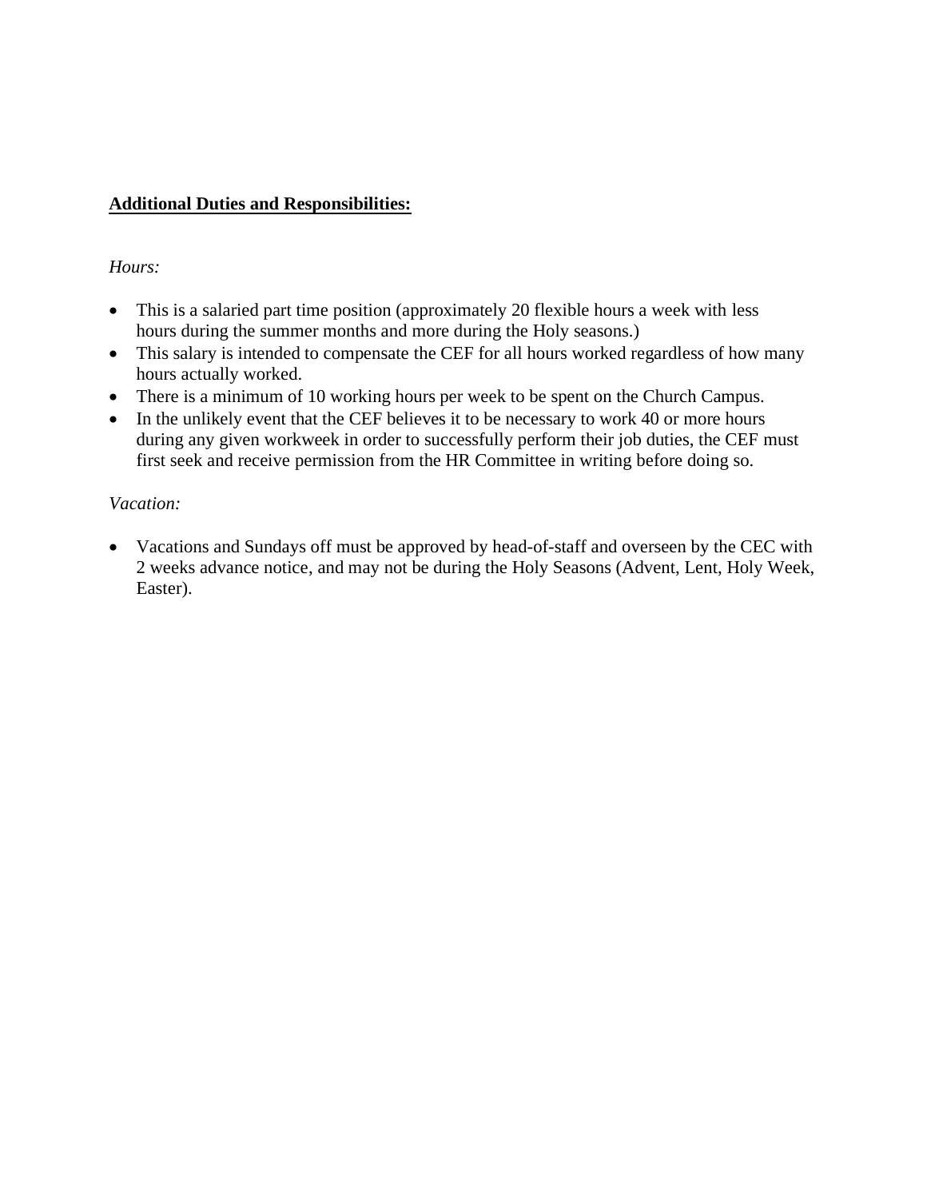**<u>Additional Duties and Responsibilities:</u>**

*Hours:*

- This is a salaried part time position (approximately 20 flexible hours a week with less hours during the summer months and more during the Holy seasons.)
- This salary is intended to compensate the CEF for all hours worked regardless of how many hours actually worked.
- There is a minimum of 10 working hours per week to be spent on the Church Campus.
- In the unlikely event that the CEF believes it to be necessary to work 40 or more hours during any given workweek in order to successfully perform their job duties, the CEF must first seek and receive permission from the HR Committee in writing before doing so.

*Vacation:*

- Vacations and Sundays off must be approved by head-of-staff and overseen by the CEC with 2 weeks advance notice, and may not be during the Holy Seasons (Advent, Lent, Holy Week, Easter).